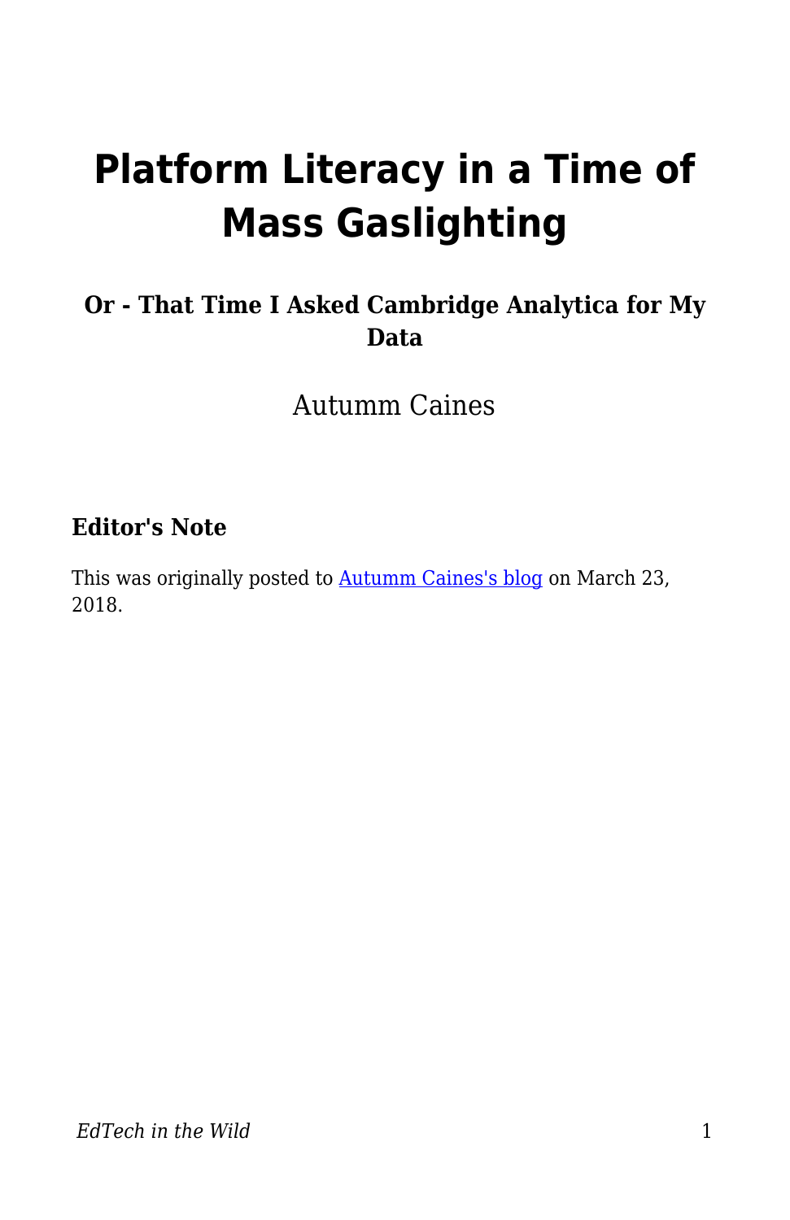# Platform Literacy in a Time of Mass Gaslighting

### Or - That Time I Asked Cambridge Analytica for My Data

Autumm Caines

### Editor's Note

This was originally posted to [Autumm Caines's blog](Autumm Caines's blog) on March 23, 2018.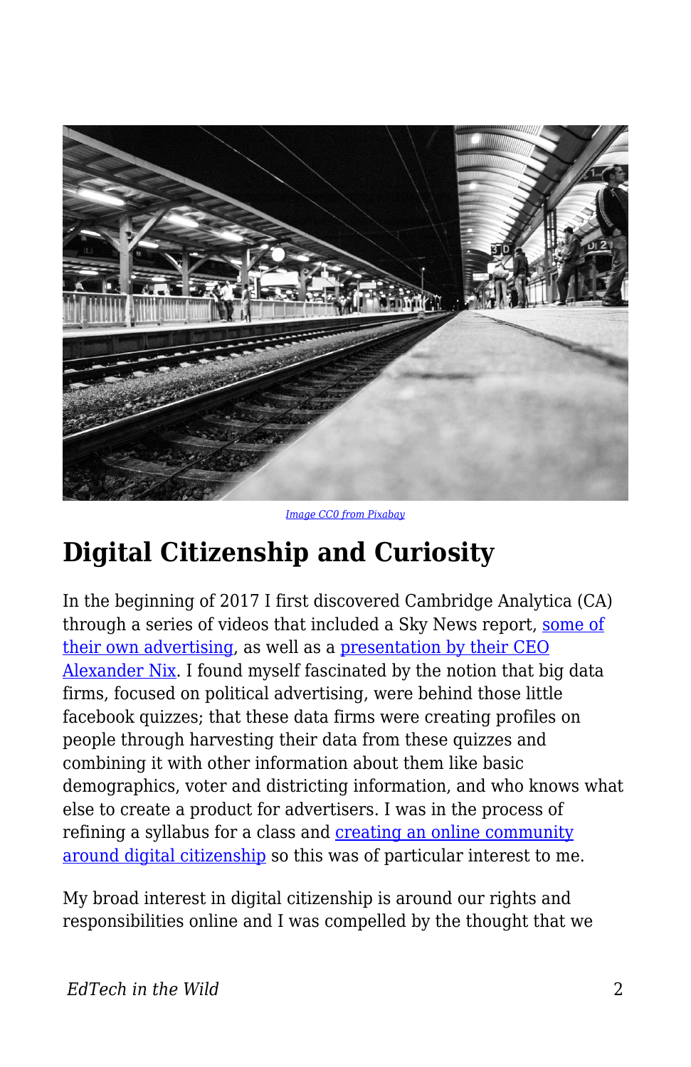*Image CC0 from Pixabay*

## Digital Citizenship and Curiosity

In the beginning of 2017 I first discovered Cambridge Analytica (CA) through a series of videos that included a Sky News report, some of their own advertising, as well as a presentation by their CEO Alexander Nix. I found myself fascinated by the notion that big data firms, focused on political advertising, were behind those little facebook quizzes; that these data firms were creating profiles on people through harvesting their data from these quizzes and combining it with other information about them like basic demographics, voter and districting information, and who knows what else to create a product for advertisers. I was in the process of refining a syllabus for a class and creating an online community around digital citizenship so this was of particular interest to me.

My broad interest in digital citizenship is around our rights and responsibilities online and I was compelled by the thought that we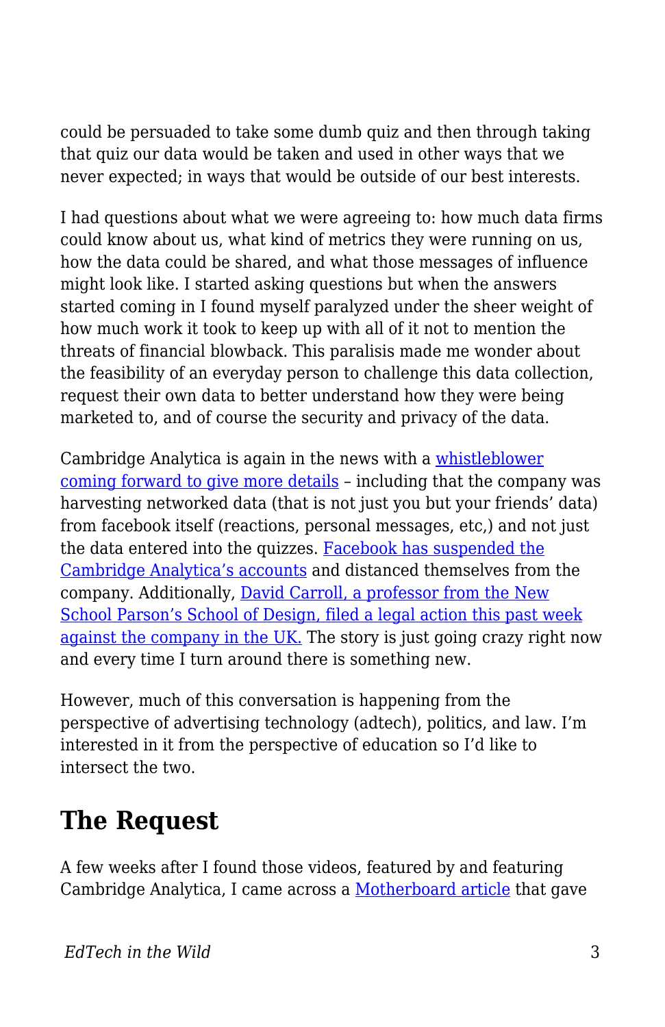could be persuaded to take some dumb quiz and then through taking that quiz our data would be taken and used in other ways that we never expected; in ways that would be outside of our best interests.

I had questions about what we were agreeing to: how much data firms could know about us, what kind of metrics they were running on us, how the data could be shared, and what those messages of influence might look like. I started asking questions but when the answers started coming in I found myself paralyzed under the sheer weight of how much work it took to keep up with all of it not to mention the threats of financial blowback. This paralisis made me wonder about the feasibility of an everyday person to challenge this data collection, request their own data to better understand how they were being marketed to, and of course the security and privacy of the data.

Cambridge Analytica is again in the news with a whistleblower coming forward to give more details – including that the company was harvesting networked data (that is not just you but your friends' data) from facebook itself (reactions, personal messages, etc,) and not just the data entered into the quizzes. Facebook has suspended the Cambridge Analytica's accounts and distanced themselves from the company. Additionally, David Carroll, a professor from the New School Parson's School of Design, filed a legal action this past week against the company in the UK. The story is just going crazy right now and every time I turn around there is something new.

However, much of this conversation is happening from the perspective of advertising technology (adtech), politics, and law. I'm interested in it from the perspective of education so I'd like to intersect the two.

## The Request

A few weeks after I found those videos, featured by and featuring Cambridge Analytica, I came across a Motherboard article that gave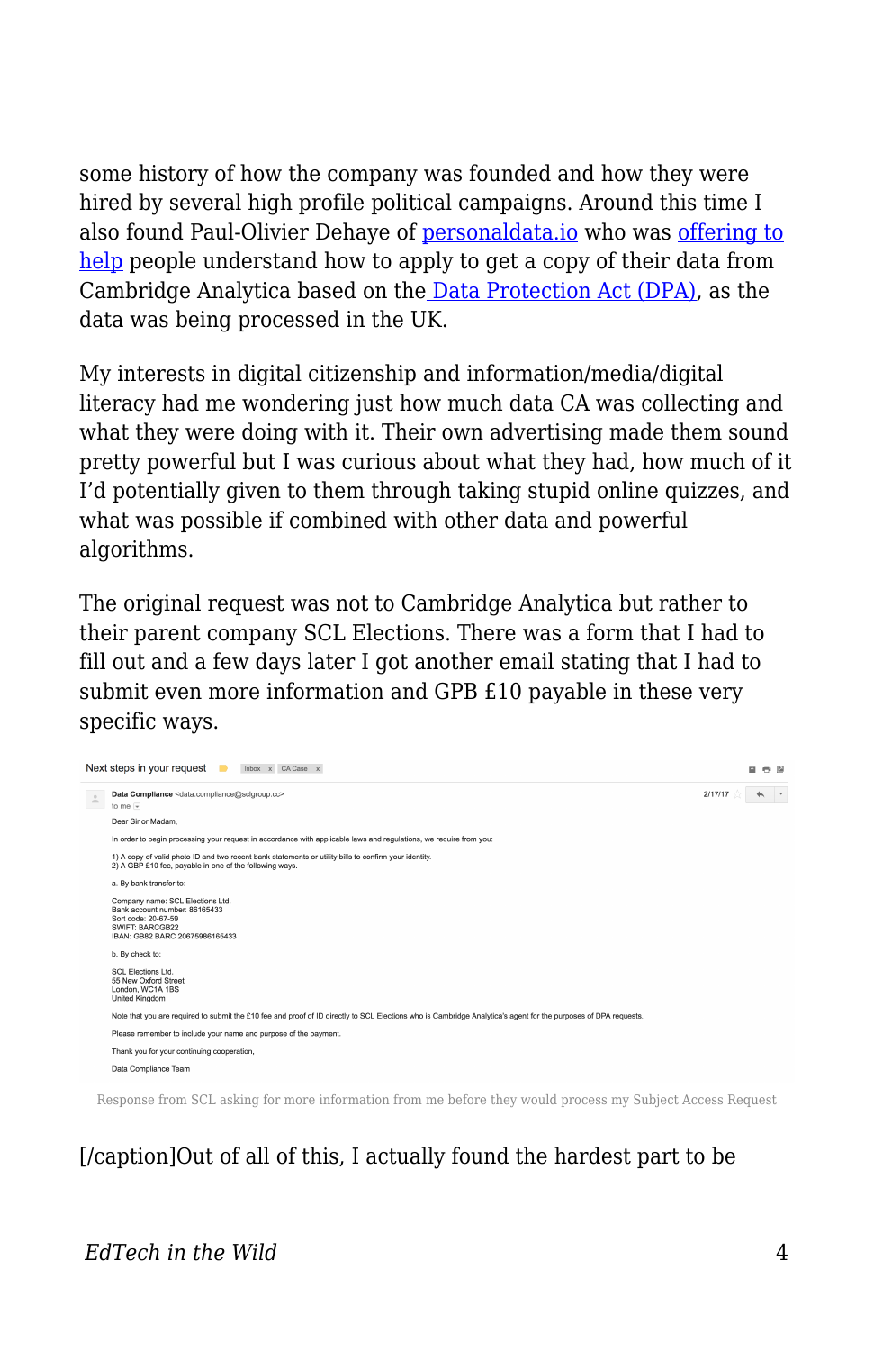some history of how the company was founded and how they were hired by several high profile political campaigns. Around this time I also found Paul-Olivier Dehaye of personaldata.io who was offering to help people understand how to apply to get a copy of their data from Cambridge Analytica based on the Data Protection Act (DPA), as the data was being processed in the UK.

My interests in digital citizenship and information/media/digital literacy had me wondering just how much data CA was collecting and what they were doing with it. Their own advertising made them sound pretty powerful but I was curious about what they had, how much of it I'd potentially given to them through taking stupid online quizzes, and what was possible if combined with other data and powerful algorithms.

The original request was not to Cambridge Analytica but rather to their parent company SCL Elections. There was a form that I had to fill out and a few days later I got another email stating that I had to submit even more information and GPB £10 payable in these very specific ways.

> Next steps in your request
>
> Data Compliance <data.compliance@sclgroup.cc> — 2/17/17
> to me
>
> Dear Sir or Madam,
>
> In order to begin processing your request in accordance with applicable laws and regulations, we require from you:
>
> 1) A copy of valid photo ID and two recent bank statements or utility bills to confirm your identity.
> 2) A GBP £10 fee, payable in one of the following ways.
>
> a. By bank transfer to:
>
> Company name: SCL Elections Ltd.
> Bank account number: 86165433
> Sort code: 20-67-59
> SWIFT: BARCGB22
> IBAN: GB82 BARC 20675986165433
>
> b. By check to:
>
> SCL Elections Ltd.
> 55 New Oxford Street
> London, WC1A 1BS
> United Kingdom
>
> Note that you are required to submit the £10 fee and proof of ID directly to SCL Elections who is Cambridge Analytica's agent for the purposes of DPA requests.
>
> Please remember to include your name and purpose of the payment.
>
> Thank you for your continuing cooperation,
>
> Data Compliance Team

Response from SCL asking for more information from me before they would process my Subject Access Request

[/caption]Out of all of this, I actually found the hardest part to be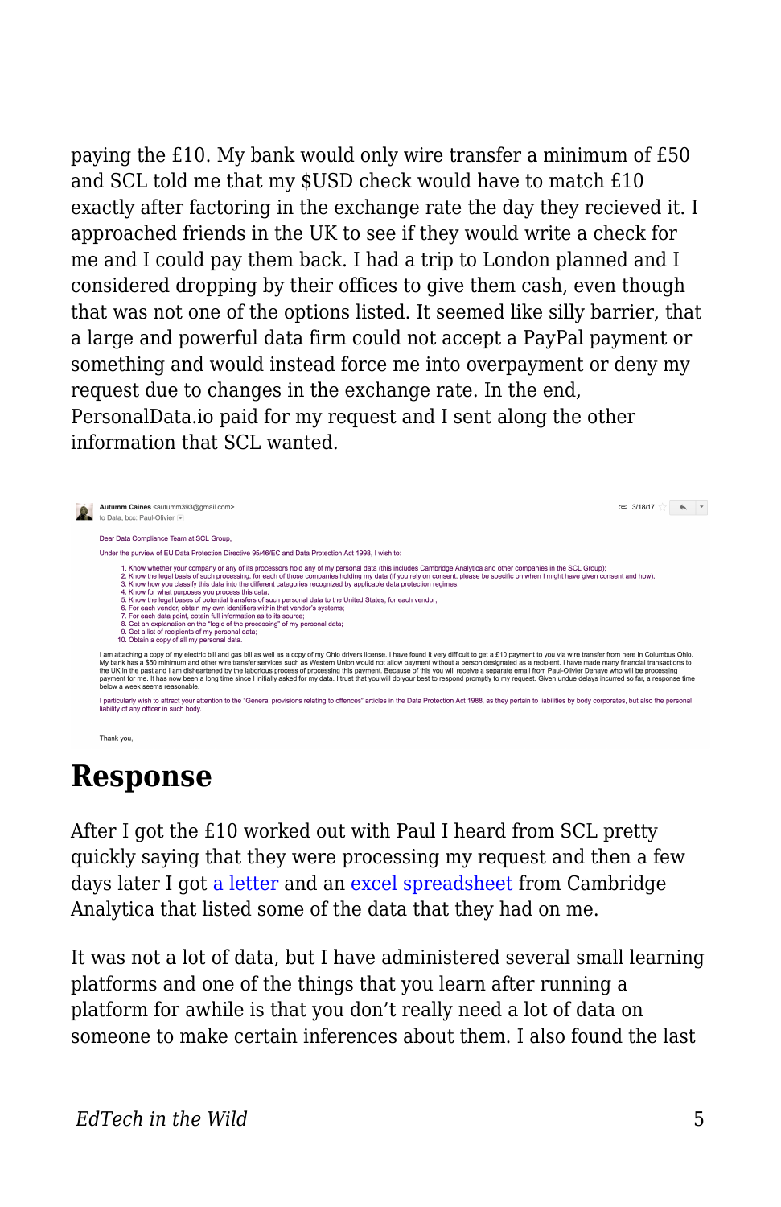paying the £10. My bank would only wire transfer a minimum of £50 and SCL told me that my $USD check would have to match £10 exactly after factoring in the exchange rate the day they recieved it. I approached friends in the UK to see if they would write a check for me and I could pay them back. I had a trip to London planned and I considered dropping by their offices to give them cash, even though that was not one of the options listed. It seemed like silly barrier, that a large and powerful data firm could not accept a PayPal payment or something and would instead force me into overpayment or deny my request due to changes in the exchange rate. In the end, PersonalData.io paid for my request and I sent along the other information that SCL wanted.

> **Autumm Caines** <autumm393@gmail.com> 3/18/17
> to Data, bcc: Paul-Olivier
>
> Dear Data Compliance Team at SCL Group,
>
> Under the purview of EU Data Protection Directive 95/46/EC and Data Protection Act 1998, I wish to:
>
> 1. Know whether your company or any of its processors hold any of my personal data (this includes Cambridge Analytica and other companies in the SCL Group);
> 2. Know the legal basis of such processing, for each of those companies holding my data (if you rely on consent, please be specific on when I might have given consent and how);
> 3. Know how you classify this data into the different categories recognized by applicable data protection regimes;
> 4. Know for what purposes you process this data;
> 5. Know the legal bases of potential transfers of such personal data to the United States, for each vendor;
> 6. For each vendor, obtain my own identifiers within that vendor's systems;
> 7. For each data point, obtain full information as to its source;
> 8. Get an explanation on the "logic of the processing" of my personal data;
> 9. Get a list of recipients of my personal data;
> 10. Obtain a copy of all my personal data.
>
> I am attaching a copy of my electric bill and gas bill as well as a copy of my Ohio drivers license. I have found it very difficult to get a £10 payment to you via wire transfer from here in Columbus Ohio. My bank has a $50 minimum and other wire transfer services such as Western Union would not allow payment without a person designated as a recipient. I have made many financial transactions to the UK in the past and I am disheartened by the laborious process of processing this payment. Because of this you will receive a separate email from Paul-Olivier Dehaye who will be processing payment for me. It has now been a long time since I initially asked for my data. I trust that you will do your best to respond promptly to my request. Given undue delays incurred so far, a response time below a week seems reasonable.
>
> I particularly wish to attract your attention to the "General provisions relating to offences" articles in the Data Protection Act 1988, as they pertain to liabilities by body corporates, but also the personal liability of any officer in such body.
>
> Thank you,

## Response

After I got the £10 worked out with Paul I heard from SCL pretty quickly saying that they were processing my request and then a few days later I got a letter and an excel spreadsheet from Cambridge Analytica that listed some of the data that they had on me.

It was not a lot of data, but I have administered several small learning platforms and one of the things that you learn after running a platform for awhile is that you don't really need a lot of data on someone to make certain inferences about them. I also found the last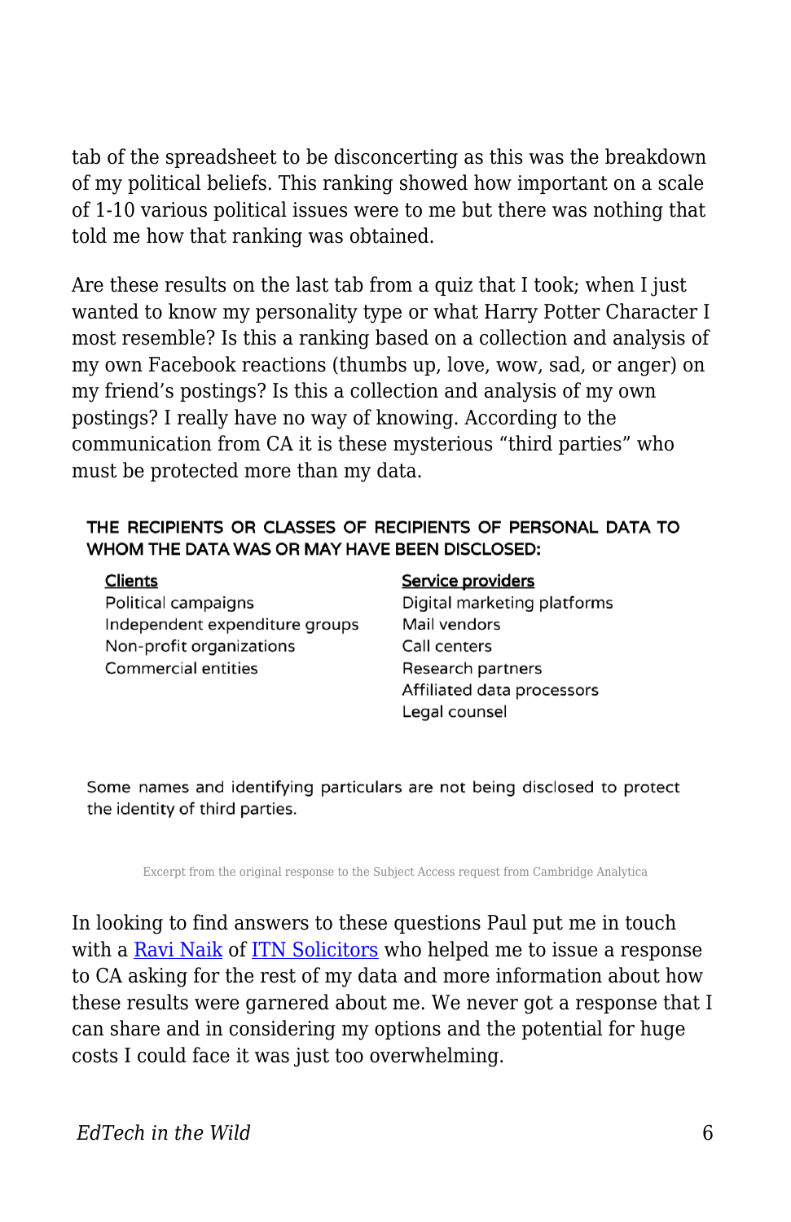tab of the spreadsheet to be disconcerting as this was the breakdown of my political beliefs. This ranking showed how important on a scale of 1-10 various political issues were to me but there was nothing that told me how that ranking was obtained.

Are these results on the last tab from a quiz that I took; when I just wanted to know my personality type or what Harry Potter Character I most resemble? Is this a ranking based on a collection and analysis of my own Facebook reactions (thumbs up, love, wow, sad, or anger) on my friend's postings? Is this a collection and analysis of my own postings? I really have no way of knowing. According to the communication from CA it is these mysterious "third parties" who must be protected more than my data.

**THE RECIPIENTS OR CLASSES OF RECIPIENTS OF PERSONAL DATA TO WHOM THE DATA WAS OR MAY HAVE BEEN DISCLOSED:**

| Clients | Service providers |
| --- | --- |
| Political campaigns | Digital marketing platforms |
| Independent expenditure groups | Mail vendors |
| Non-profit organizations | Call centers |
| Commercial entities | Research partners |
| | Affiliated data processors |
| | Legal counsel |

Some names and identifying particulars are not being disclosed to protect the identity of third parties.

Excerpt from the original response to the Subject Access request from Cambridge Analytica

In looking to find answers to these questions Paul put me in touch with a [Ravi Naik](#) of [ITN Solicitors](#) who helped me to issue a response to CA asking for the rest of my data and more information about how these results were garnered about me. We never got a response that I can share and in considering my options and the potential for huge costs I could face it was just too overwhelming.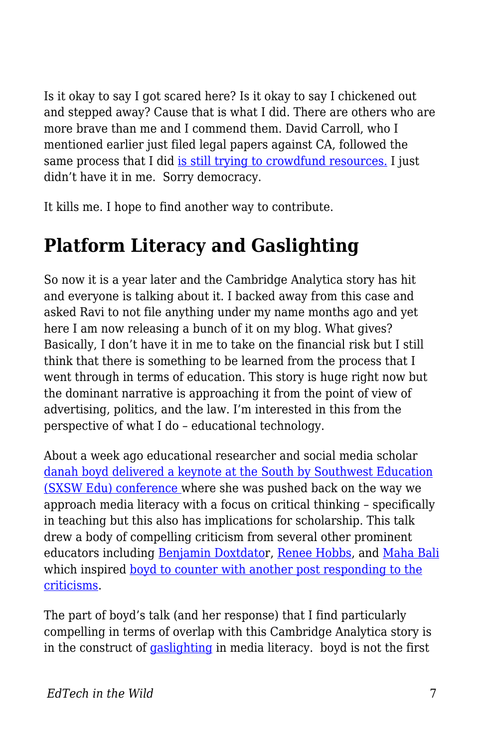Is it okay to say I got scared here? Is it okay to say I chickened out and stepped away? Cause that is what I did. There are others who are more brave than me and I commend them. David Carroll, who I mentioned earlier just filed legal papers against CA, followed the same process that I did is still trying to crowdfund resources. I just didn't have it in me. Sorry democracy.

It kills me. I hope to find another way to contribute.

## Platform Literacy and Gaslighting

So now it is a year later and the Cambridge Analytica story has hit and everyone is talking about it. I backed away from this case and asked Ravi to not file anything under my name months ago and yet here I am now releasing a bunch of it on my blog. What gives? Basically, I don't have it in me to take on the financial risk but I still think that there is something to be learned from the process that I went through in terms of education. This story is huge right now but the dominant narrative is approaching it from the point of view of advertising, politics, and the law. I'm interested in this from the perspective of what I do – educational technology.

About a week ago educational researcher and social media scholar danah boyd delivered a keynote at the South by Southwest Education (SXSW Edu) conference where she was pushed back on the way we approach media literacy with a focus on critical thinking – specifically in teaching but this also has implications for scholarship. This talk drew a body of compelling criticism from several other prominent educators including Benjamin Doxtdator, Renee Hobbs, and Maha Bali which inspired boyd to counter with another post responding to the criticisms.

The part of boyd's talk (and her response) that I find particularly compelling in terms of overlap with this Cambridge Analytica story is in the construct of gaslighting in media literacy. boyd is not the first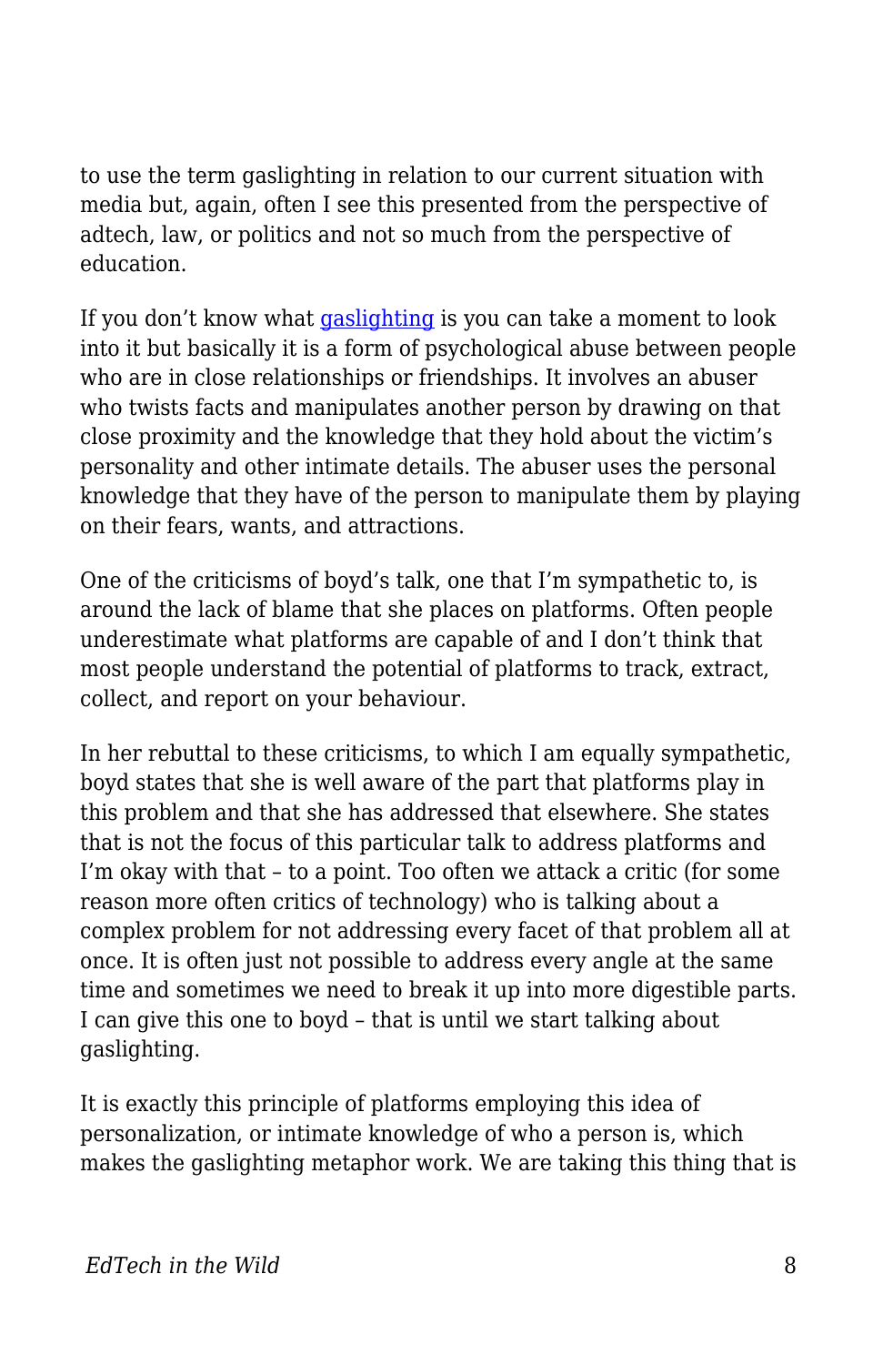to use the term gaslighting in relation to our current situation with media but, again, often I see this presented from the perspective of adtech, law, or politics and not so much from the perspective of education.

If you don't know what gaslighting is you can take a moment to look into it but basically it is a form of psychological abuse between people who are in close relationships or friendships. It involves an abuser who twists facts and manipulates another person by drawing on that close proximity and the knowledge that they hold about the victim's personality and other intimate details. The abuser uses the personal knowledge that they have of the person to manipulate them by playing on their fears, wants, and attractions.

One of the criticisms of boyd's talk, one that I'm sympathetic to, is around the lack of blame that she places on platforms. Often people underestimate what platforms are capable of and I don't think that most people understand the potential of platforms to track, extract, collect, and report on your behaviour.

In her rebuttal to these criticisms, to which I am equally sympathetic, boyd states that she is well aware of the part that platforms play in this problem and that she has addressed that elsewhere. She states that is not the focus of this particular talk to address platforms and I'm okay with that – to a point. Too often we attack a critic (for some reason more often critics of technology) who is talking about a complex problem for not addressing every facet of that problem all at once. It is often just not possible to address every angle at the same time and sometimes we need to break it up into more digestible parts. I can give this one to boyd – that is until we start talking about gaslighting.

It is exactly this principle of platforms employing this idea of personalization, or intimate knowledge of who a person is, which makes the gaslighting metaphor work. We are taking this thing that is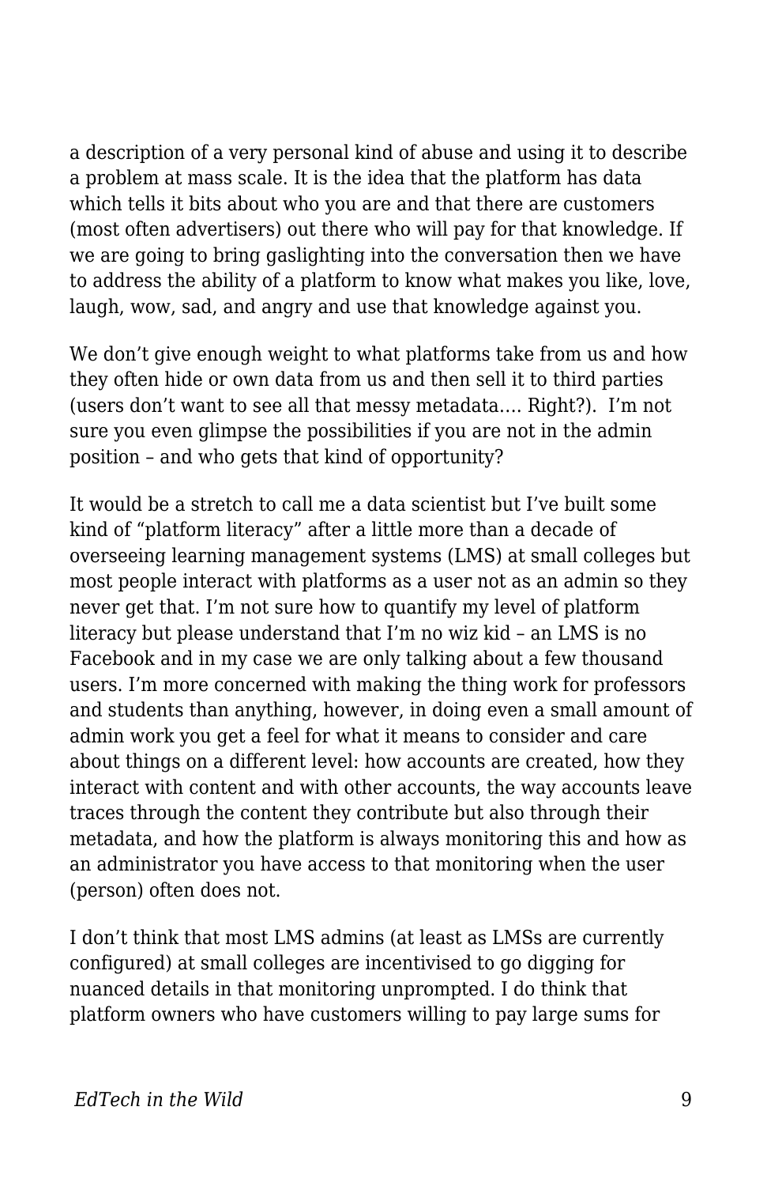a description of a very personal kind of abuse and using it to describe a problem at mass scale. It is the idea that the platform has data which tells it bits about who you are and that there are customers (most often advertisers) out there who will pay for that knowledge. If we are going to bring gaslighting into the conversation then we have to address the ability of a platform to know what makes you like, love, laugh, wow, sad, and angry and use that knowledge against you.

We don't give enough weight to what platforms take from us and how they often hide or own data from us and then sell it to third parties (users don't want to see all that messy metadata…. Right?). I'm not sure you even glimpse the possibilities if you are not in the admin position – and who gets that kind of opportunity?

It would be a stretch to call me a data scientist but I've built some kind of "platform literacy" after a little more than a decade of overseeing learning management systems (LMS) at small colleges but most people interact with platforms as a user not as an admin so they never get that. I'm not sure how to quantify my level of platform literacy but please understand that I'm no wiz kid – an LMS is no Facebook and in my case we are only talking about a few thousand users. I'm more concerned with making the thing work for professors and students than anything, however, in doing even a small amount of admin work you get a feel for what it means to consider and care about things on a different level: how accounts are created, how they interact with content and with other accounts, the way accounts leave traces through the content they contribute but also through their metadata, and how the platform is always monitoring this and how as an administrator you have access to that monitoring when the user (person) often does not.

I don't think that most LMS admins (at least as LMSs are currently configured) at small colleges are incentivised to go digging for nuanced details in that monitoring unprompted. I do think that platform owners who have customers willing to pay large sums for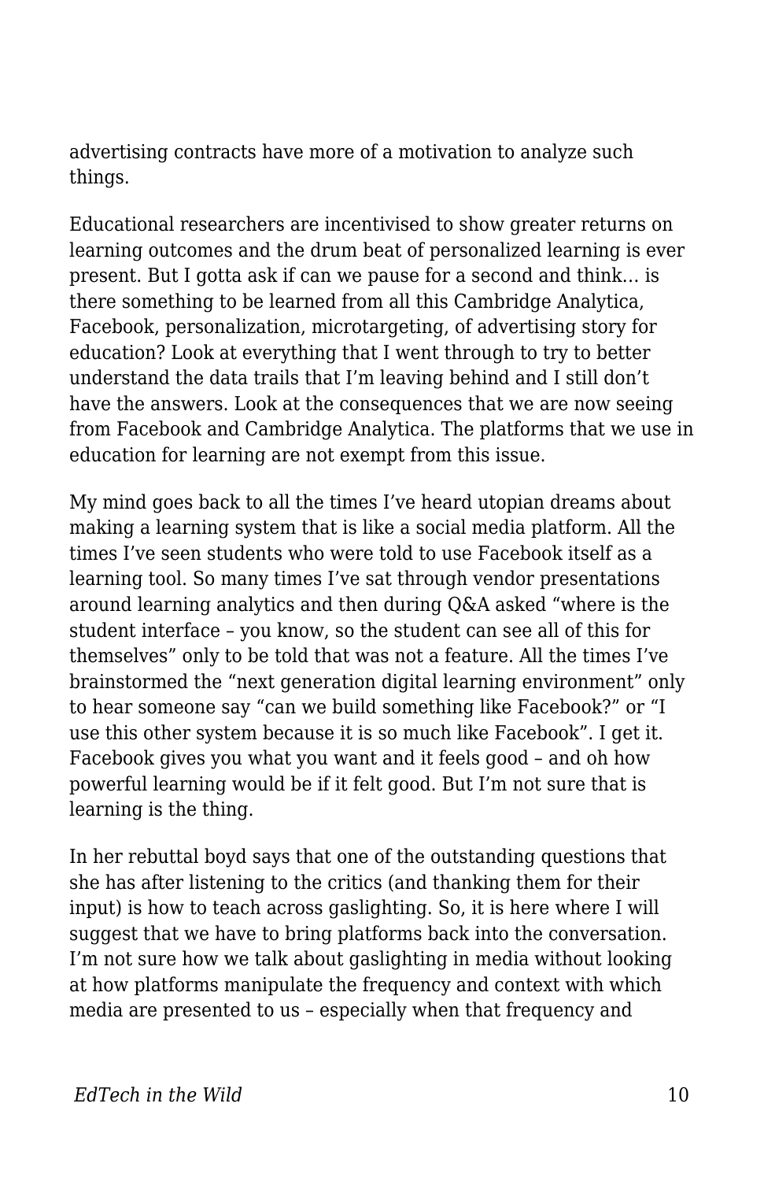advertising contracts have more of a motivation to analyze such things.

Educational researchers are incentivised to show greater returns on learning outcomes and the drum beat of personalized learning is ever present. But I gotta ask if can we pause for a second and think… is there something to be learned from all this Cambridge Analytica, Facebook, personalization, microtargeting, of advertising story for education? Look at everything that I went through to try to better understand the data trails that I'm leaving behind and I still don't have the answers. Look at the consequences that we are now seeing from Facebook and Cambridge Analytica. The platforms that we use in education for learning are not exempt from this issue.

My mind goes back to all the times I've heard utopian dreams about making a learning system that is like a social media platform. All the times I've seen students who were told to use Facebook itself as a learning tool. So many times I've sat through vendor presentations around learning analytics and then during Q&A asked "where is the student interface – you know, so the student can see all of this for themselves" only to be told that was not a feature. All the times I've brainstormed the "next generation digital learning environment" only to hear someone say "can we build something like Facebook?" or "I use this other system because it is so much like Facebook". I get it. Facebook gives you what you want and it feels good – and oh how powerful learning would be if it felt good. But I'm not sure that is learning is the thing.

In her rebuttal boyd says that one of the outstanding questions that she has after listening to the critics (and thanking them for their input) is how to teach across gaslighting. So, it is here where I will suggest that we have to bring platforms back into the conversation. I'm not sure how we talk about gaslighting in media without looking at how platforms manipulate the frequency and context with which media are presented to us – especially when that frequency and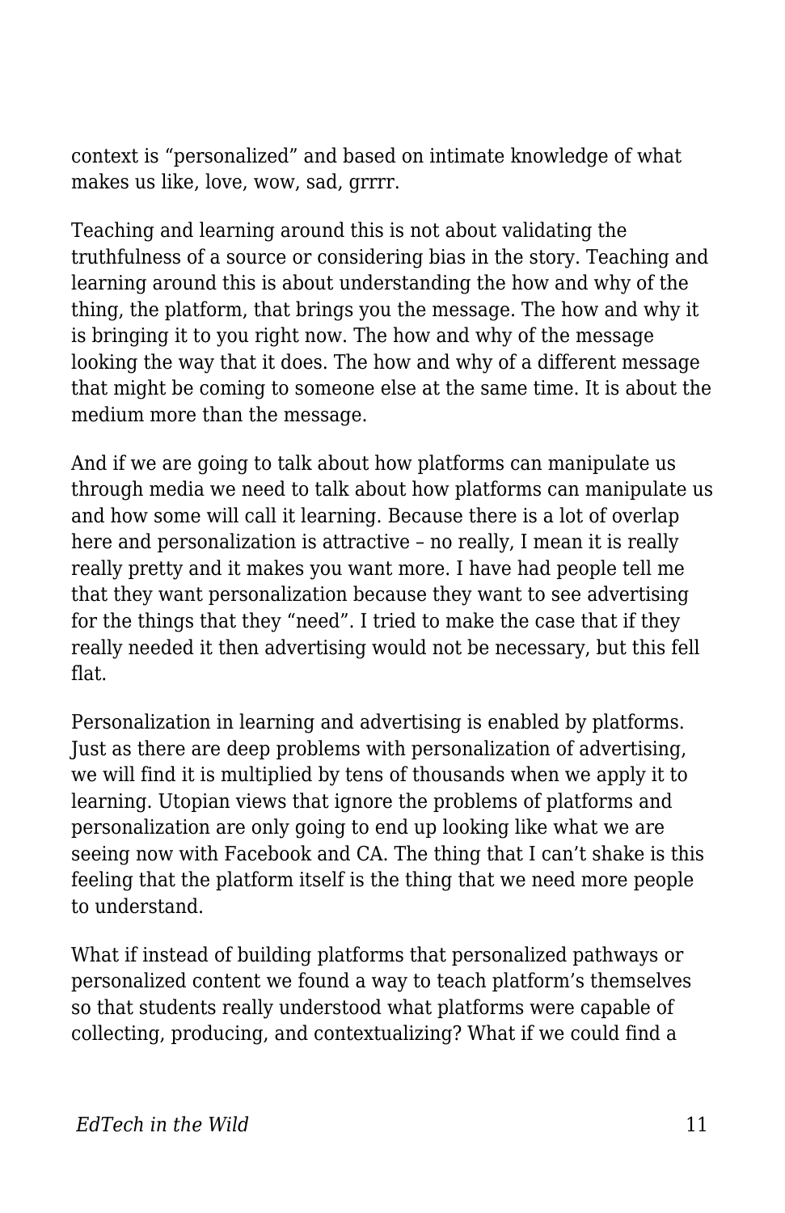context is "personalized" and based on intimate knowledge of what makes us like, love, wow, sad, grrrr.

Teaching and learning around this is not about validating the truthfulness of a source or considering bias in the story. Teaching and learning around this is about understanding the how and why of the thing, the platform, that brings you the message. The how and why it is bringing it to you right now. The how and why of the message looking the way that it does. The how and why of a different message that might be coming to someone else at the same time. It is about the medium more than the message.

And if we are going to talk about how platforms can manipulate us through media we need to talk about how platforms can manipulate us and how some will call it learning. Because there is a lot of overlap here and personalization is attractive – no really, I mean it is really really pretty and it makes you want more. I have had people tell me that they want personalization because they want to see advertising for the things that they "need". I tried to make the case that if they really needed it then advertising would not be necessary, but this fell flat.

Personalization in learning and advertising is enabled by platforms. Just as there are deep problems with personalization of advertising, we will find it is multiplied by tens of thousands when we apply it to learning. Utopian views that ignore the problems of platforms and personalization are only going to end up looking like what we are seeing now with Facebook and CA. The thing that I can't shake is this feeling that the platform itself is the thing that we need more people to understand.

What if instead of building platforms that personalized pathways or personalized content we found a way to teach platform's themselves so that students really understood what platforms were capable of collecting, producing, and contextualizing? What if we could find a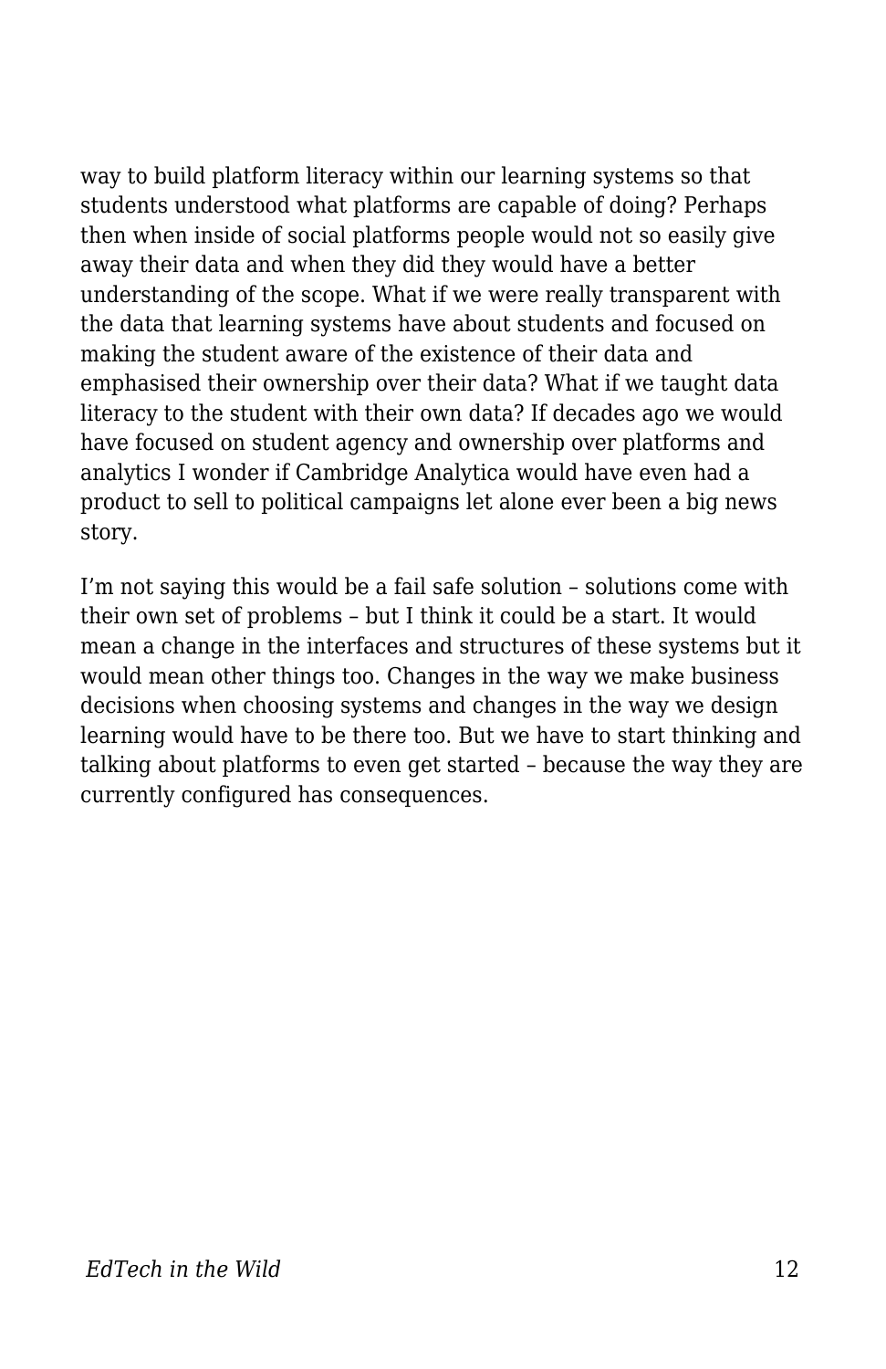way to build platform literacy within our learning systems so that students understood what platforms are capable of doing? Perhaps then when inside of social platforms people would not so easily give away their data and when they did they would have a better understanding of the scope. What if we were really transparent with the data that learning systems have about students and focused on making the student aware of the existence of their data and emphasised their ownership over their data? What if we taught data literacy to the student with their own data? If decades ago we would have focused on student agency and ownership over platforms and analytics I wonder if Cambridge Analytica would have even had a product to sell to political campaigns let alone ever been a big news story.

I'm not saying this would be a fail safe solution – solutions come with their own set of problems – but I think it could be a start. It would mean a change in the interfaces and structures of these systems but it would mean other things too. Changes in the way we make business decisions when choosing systems and changes in the way we design learning would have to be there too. But we have to start thinking and talking about platforms to even get started – because the way they are currently configured has consequences.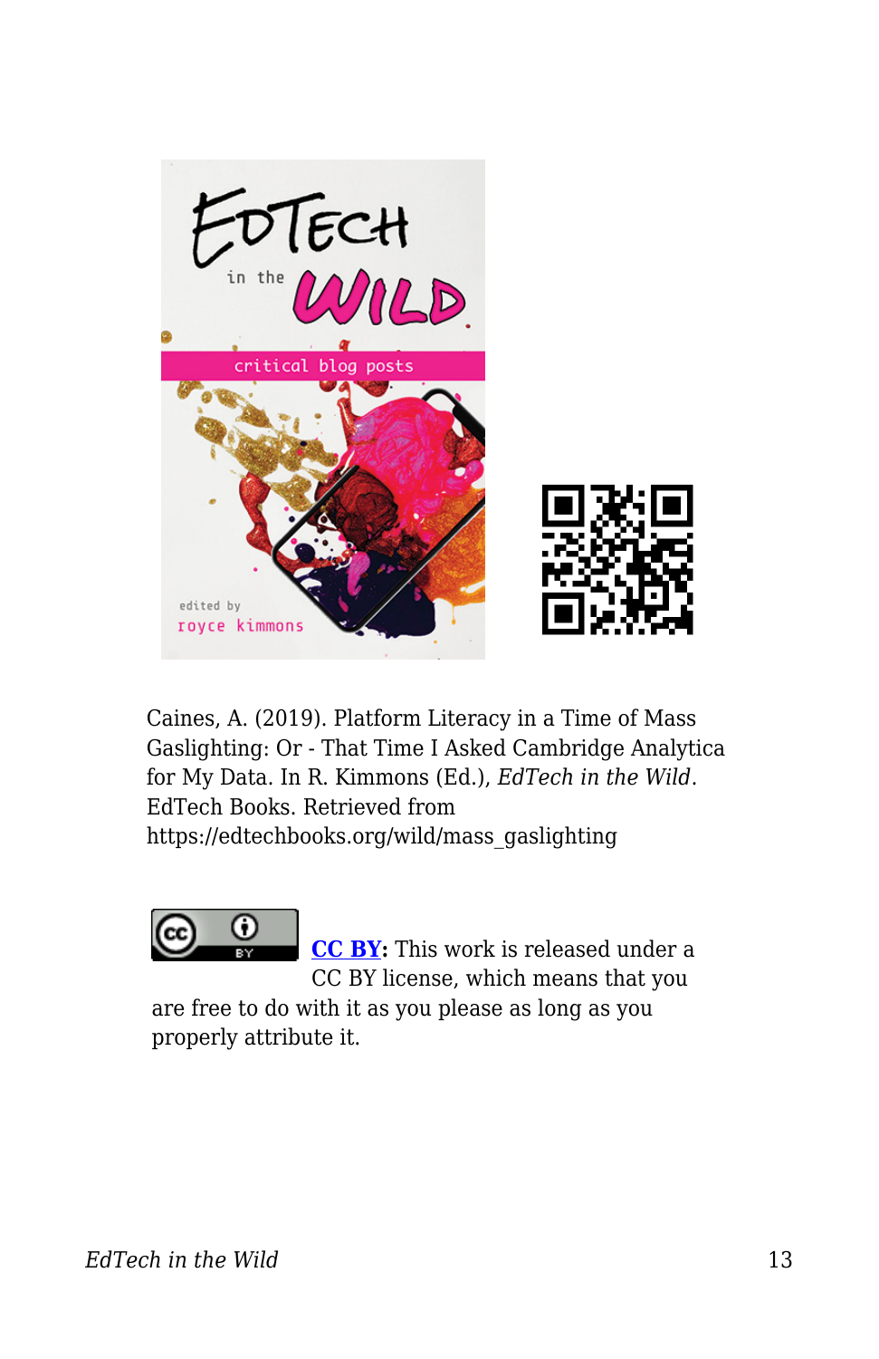Caines, A. (2019). Platform Literacy in a Time of Mass Gaslighting: Or - That Time I Asked Cambridge Analytica for My Data. In R. Kimmons (Ed.), *EdTech in the Wild*. EdTech Books. Retrieved from https://edtechbooks.org/wild/mass_gaslighting

**CC BY:** This work is released under a CC BY license, which means that you are free to do with it as you please as long as you properly attribute it.